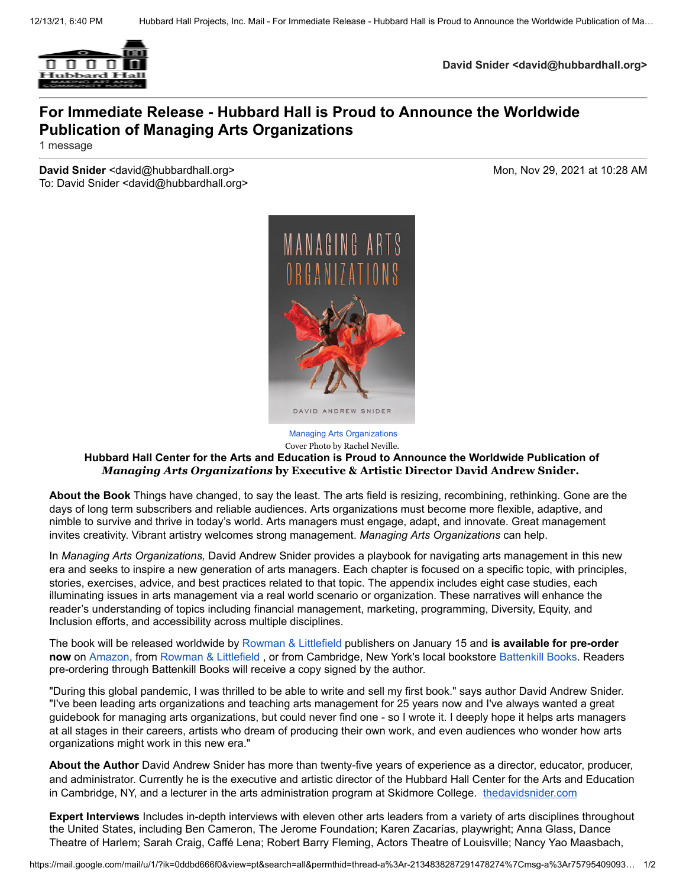David Snider <david@hubbardhall.org>

# For Immediate Release - Hubbard Hall is Proud to Announce the Worldwide Publication of Managing Arts Organizations

1 message

**David Snider** <david@hubbardhall.org>
To: David Snider <david@hubbardhall.org>

Mon, Nov 29, 2021 at 10:28 AM

Managing Arts Organizations
Cover Photo by Rachel Neville.

**Hubbard Hall Center for the Arts and Education is Proud to Announce the Worldwide Publication of *Managing Arts Organizations* by Executive & Artistic Director David Andrew Snider.**

**About the Book** Things have changed, to say the least. The arts field is resizing, recombining, rethinking. Gone are the days of long term subscribers and reliable audiences. Arts organizations must become more flexible, adaptive, and nimble to survive and thrive in today's world. Arts managers must engage, adapt, and innovate. Great management invites creativity. Vibrant artistry welcomes strong management. *Managing Arts Organizations* can help.

In *Managing Arts Organizations,* David Andrew Snider provides a playbook for navigating arts management in this new era and seeks to inspire a new generation of arts managers. Each chapter is focused on a specific topic, with principles, stories, exercises, advice, and best practices related to that topic. The appendix includes eight case studies, each illuminating issues in arts management via a real world scenario or organization. These narratives will enhance the reader's understanding of topics including financial management, marketing, programming, Diversity, Equity, and Inclusion efforts, and accessibility across multiple disciplines.

The book will be released worldwide by Rowman & Littlefield publishers on January 15 and **is available for pre-order now** on Amazon, from Rowman & Littlefield , or from Cambridge, New York's local bookstore Battenkill Books. Readers pre-ordering through Battenkill Books will receive a copy signed by the author.

"During this global pandemic, I was thrilled to be able to write and sell my first book." says author David Andrew Snider. "I've been leading arts organizations and teaching arts management for 25 years now and I've always wanted a great guidebook for managing arts organizations, but could never find one - so I wrote it. I deeply hope it helps arts managers at all stages in their careers, artists who dream of producing their own work, and even audiences who wonder how arts organizations might work in this new era."

**About the Author** David Andrew Snider has more than twenty-five years of experience as a director, educator, producer, and administrator. Currently he is the executive and artistic director of the Hubbard Hall Center for the Arts and Education in Cambridge, NY, and a lecturer in the arts administration program at Skidmore College. thedavidsnider.com

**Expert Interviews** Includes in-depth interviews with eleven other arts leaders from a variety of arts disciplines throughout the United States, including Ben Cameron, The Jerome Foundation; Karen Zacarías, playwright; Anna Glass, Dance Theatre of Harlem; Sarah Craig, Caffé Lena; Robert Barry Fleming, Actors Theatre of Louisville; Nancy Yao Maasbach,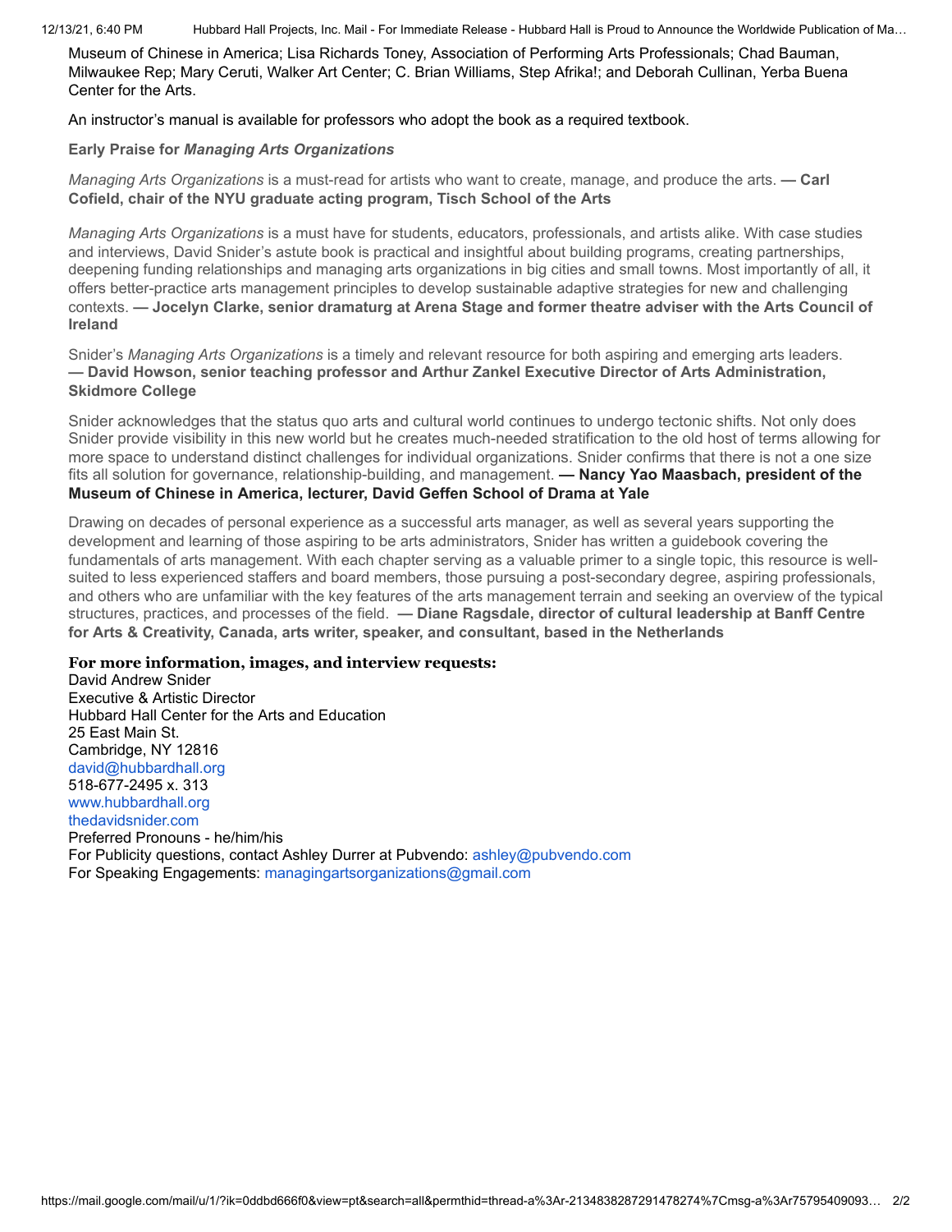Museum of Chinese in America; Lisa Richards Toney, Association of Performing Arts Professionals; Chad Bauman, Milwaukee Rep; Mary Ceruti, Walker Art Center; C. Brian Williams, Step Afrika!; and Deborah Cullinan, Yerba Buena Center for the Arts.

An instructor's manual is available for professors who adopt the book as a required textbook.

**Early Praise for *Managing Arts Organizations***

*Managing Arts Organizations* is a must-read for artists who want to create, manage, and produce the arts. **— Carl Cofield, chair of the NYU graduate acting program, Tisch School of the Arts**

*Managing Arts Organizations* is a must have for students, educators, professionals, and artists alike. With case studies and interviews, David Snider's astute book is practical and insightful about building programs, creating partnerships, deepening funding relationships and managing arts organizations in big cities and small towns. Most importantly of all, it offers better-practice arts management principles to develop sustainable adaptive strategies for new and challenging contexts. **— Jocelyn Clarke, senior dramaturg at Arena Stage and former theatre adviser with the Arts Council of Ireland**

Snider's *Managing Arts Organizations* is a timely and relevant resource for both aspiring and emerging arts leaders. **— David Howson, senior teaching professor and Arthur Zankel Executive Director of Arts Administration, Skidmore College**

Snider acknowledges that the status quo arts and cultural world continues to undergo tectonic shifts. Not only does Snider provide visibility in this new world but he creates much-needed stratification to the old host of terms allowing for more space to understand distinct challenges for individual organizations. Snider confirms that there is not a one size fits all solution for governance, relationship-building, and management. **— Nancy Yao Maasbach, president of the Museum of Chinese in America, lecturer, David Geffen School of Drama at Yale**

Drawing on decades of personal experience as a successful arts manager, as well as several years supporting the development and learning of those aspiring to be arts administrators, Snider has written a guidebook covering the fundamentals of arts management. With each chapter serving as a valuable primer to a single topic, this resource is well-suited to less experienced staffers and board members, those pursuing a post-secondary degree, aspiring professionals, and others who are unfamiliar with the key features of the arts management terrain and seeking an overview of the typical structures, practices, and processes of the field. **— Diane Ragsdale, director of cultural leadership at Banff Centre for Arts & Creativity, Canada, arts writer, speaker, and consultant, based in the Netherlands**

**For more information, images, and interview requests:**
David Andrew Snider
Executive & Artistic Director
Hubbard Hall Center for the Arts and Education
25 East Main St.
Cambridge, NY 12816
david@hubbardhall.org
518-677-2495 x. 313
www.hubbardhall.org
thedavidsnider.com
Preferred Pronouns - he/him/his
For Publicity questions, contact Ashley Durrer at Pubvendo: ashley@pubvendo.com
For Speaking Engagements: managingartsorganizations@gmail.com